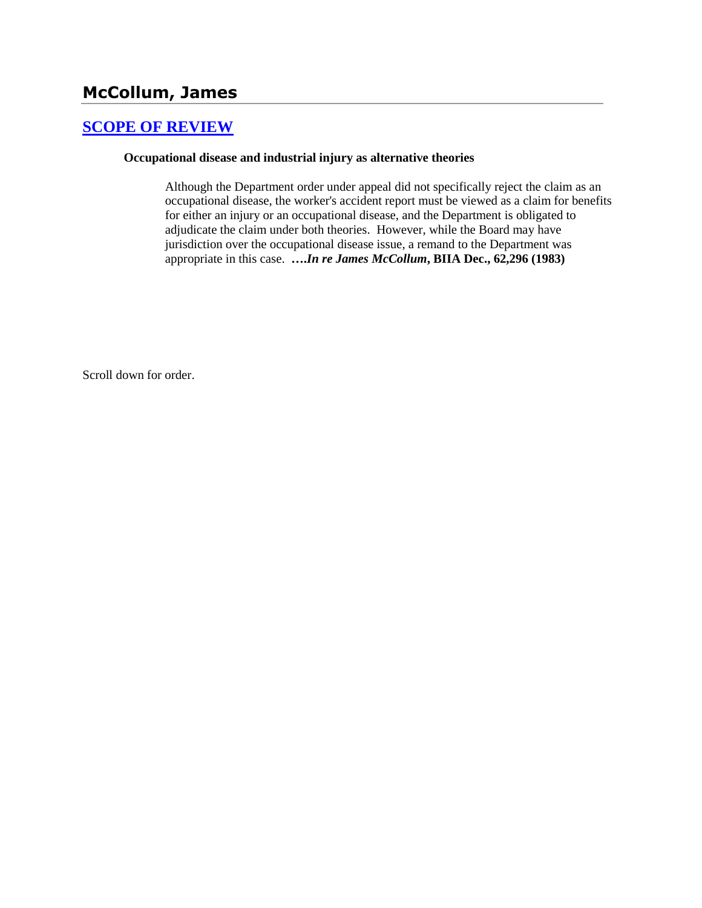## McCollum, James

### [SCOPE OF REVIEW](#)

**Occupational disease and industrial injury as alternative theories**

> Although the Department order under appeal did not specifically reject the claim as an occupational disease, the worker's accident report must be viewed as a claim for benefits for either an injury or an occupational disease, and the Department is obligated to adjudicate the claim under both theories. However, while the Board may have jurisdiction over the occupational disease issue, a remand to the Department was appropriate in this case. ***….In re James McCollum*, BIIA Dec., 62,296 (1983)**

Scroll down for order.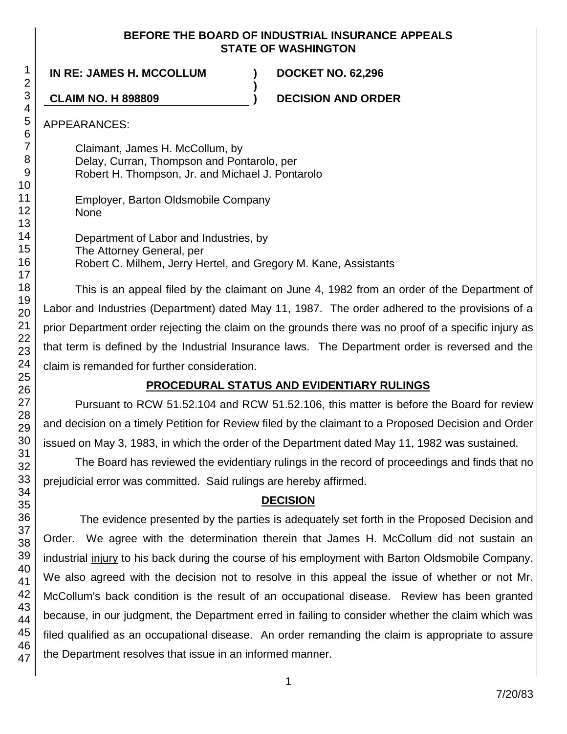**BEFORE THE BOARD OF INDUSTRIAL INSURANCE APPEALS**
**STATE OF WASHINGTON**

| | | |
|---|---|---|
| **IN RE: JAMES H. MCCOLLUM** | **)** | **DOCKET NO. 62,296** |
| | **)** | |
| **CLAIM NO. H 898809** | **)** | **DECISION AND ORDER** |

APPEARANCES:

Claimant, James H. McCollum, by
Delay, Curran, Thompson and Pontarolo, per
Robert H. Thompson, Jr. and Michael J. Pontarolo

Employer, Barton Oldsmobile Company
None

Department of Labor and Industries, by
The Attorney General, per
Robert C. Milhem, Jerry Hertel, and Gregory M. Kane, Assistants

This is an appeal filed by the claimant on June 4, 1982 from an order of the Department of Labor and Industries (Department) dated May 11, 1987. The order adhered to the provisions of a prior Department order rejecting the claim on the grounds there was no proof of a specific injury as that term is defined by the Industrial Insurance laws. The Department order is reversed and the claim is remanded for further consideration.

## PROCEDURAL STATUS AND EVIDENTIARY RULINGS

Pursuant to RCW 51.52.104 and RCW 51.52.106, this matter is before the Board for review and decision on a timely Petition for Review filed by the claimant to a Proposed Decision and Order issued on May 3, 1983, in which the order of the Department dated May 11, 1982 was sustained.

The Board has reviewed the evidentiary rulings in the record of proceedings and finds that no prejudicial error was committed. Said rulings are hereby affirmed.

## DECISION

The evidence presented by the parties is adequately set forth in the Proposed Decision and Order. We agree with the determination therein that James H. McCollum did not sustain an industrial injury to his back during the course of his employment with Barton Oldsmobile Company. We also agreed with the decision not to resolve in this appeal the issue of whether or not Mr. McCollum's back condition is the result of an occupational disease. Review has been granted because, in our judgment, the Department erred in failing to consider whether the claim which was filed qualified as an occupational disease. An order remanding the claim is appropriate to assure the Department resolves that issue in an informed manner.

7/20/83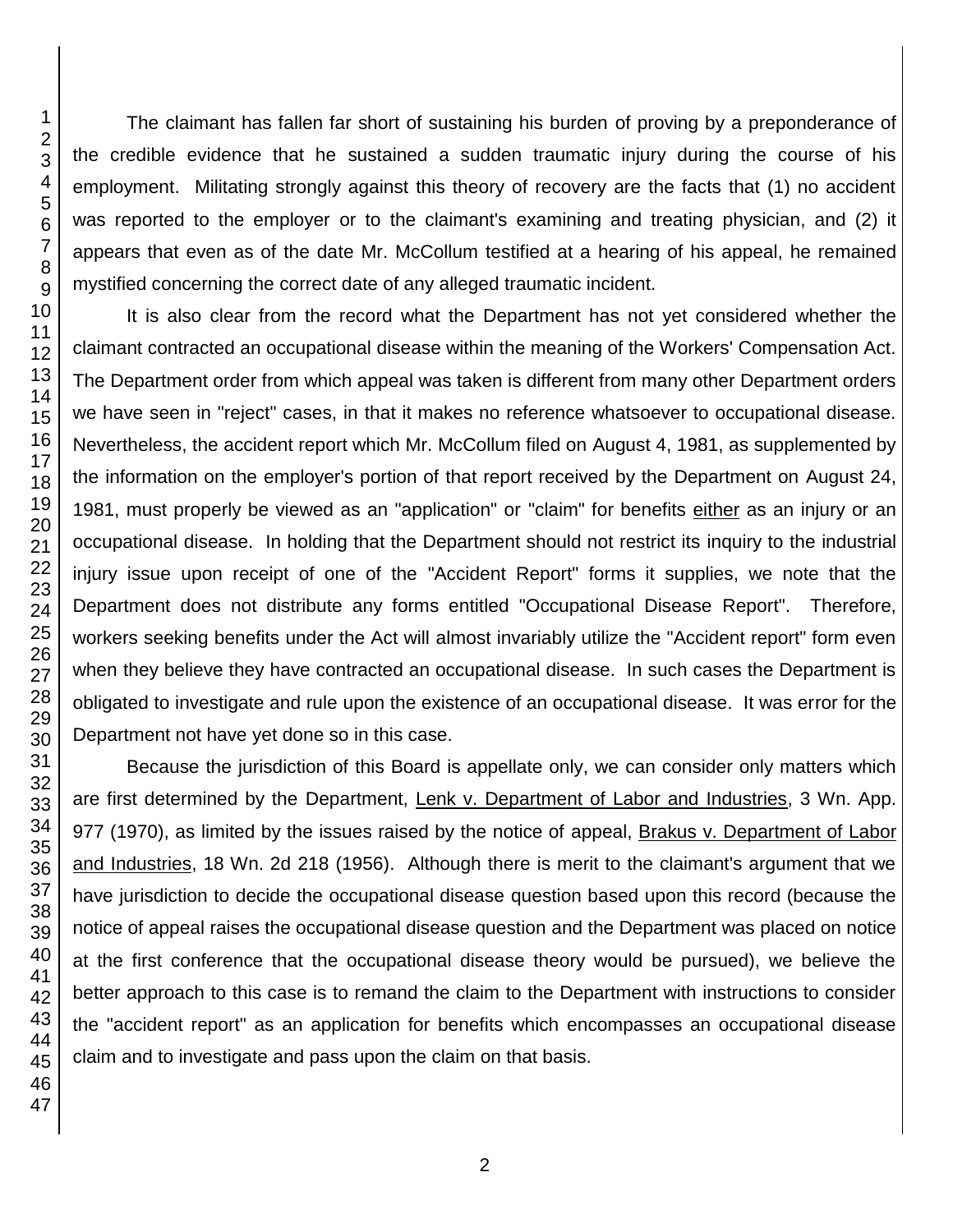The claimant has fallen far short of sustaining his burden of proving by a preponderance of the credible evidence that he sustained a sudden traumatic injury during the course of his employment. Militating strongly against this theory of recovery are the facts that (1) no accident was reported to the employer or to the claimant's examining and treating physician, and (2) it appears that even as of the date Mr. McCollum testified at a hearing of his appeal, he remained mystified concerning the correct date of any alleged traumatic incident.

It is also clear from the record what the Department has not yet considered whether the claimant contracted an occupational disease within the meaning of the Workers' Compensation Act. The Department order from which appeal was taken is different from many other Department orders we have seen in "reject" cases, in that it makes no reference whatsoever to occupational disease. Nevertheless, the accident report which Mr. McCollum filed on August 4, 1981, as supplemented by the information on the employer's portion of that report received by the Department on August 24, 1981, must properly be viewed as an "application" or "claim" for benefits either as an injury or an occupational disease. In holding that the Department should not restrict its inquiry to the industrial injury issue upon receipt of one of the "Accident Report" forms it supplies, we note that the Department does not distribute any forms entitled "Occupational Disease Report". Therefore, workers seeking benefits under the Act will almost invariably utilize the "Accident report" form even when they believe they have contracted an occupational disease. In such cases the Department is obligated to investigate and rule upon the existence of an occupational disease. It was error for the Department not have yet done so in this case.

Because the jurisdiction of this Board is appellate only, we can consider only matters which are first determined by the Department, Lenk v. Department of Labor and Industries, 3 Wn. App. 977 (1970), as limited by the issues raised by the notice of appeal, Brakus v. Department of Labor and Industries, 18 Wn. 2d 218 (1956). Although there is merit to the claimant's argument that we have jurisdiction to decide the occupational disease question based upon this record (because the notice of appeal raises the occupational disease question and the Department was placed on notice at the first conference that the occupational disease theory would be pursued), we believe the better approach to this case is to remand the claim to the Department with instructions to consider the "accident report" as an application for benefits which encompasses an occupational disease claim and to investigate and pass upon the claim on that basis.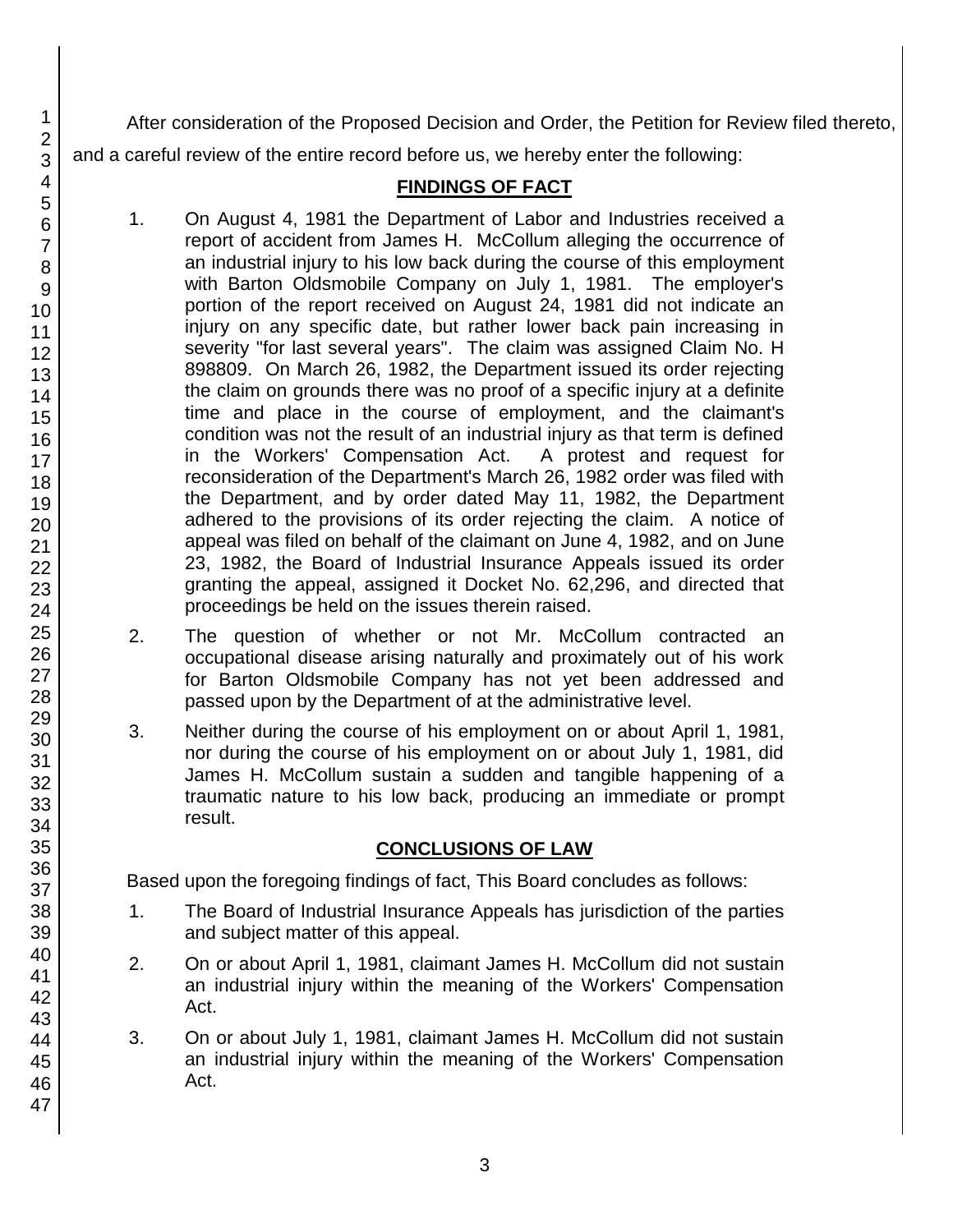After consideration of the Proposed Decision and Order, the Petition for Review filed thereto, and a careful review of the entire record before us, we hereby enter the following:

## FINDINGS OF FACT

1. On August 4, 1981 the Department of Labor and Industries received a report of accident from James H. McCollum alleging the occurrence of an industrial injury to his low back during the course of this employment with Barton Oldsmobile Company on July 1, 1981. The employer's portion of the report received on August 24, 1981 did not indicate an injury on any specific date, but rather lower back pain increasing in severity "for last several years". The claim was assigned Claim No. H 898809. On March 26, 1982, the Department issued its order rejecting the claim on grounds there was no proof of a specific injury at a definite time and place in the course of employment, and the claimant's condition was not the result of an industrial injury as that term is defined in the Workers' Compensation Act. A protest and request for reconsideration of the Department's March 26, 1982 order was filed with the Department, and by order dated May 11, 1982, the Department adhered to the provisions of its order rejecting the claim. A notice of appeal was filed on behalf of the claimant on June 4, 1982, and on June 23, 1982, the Board of Industrial Insurance Appeals issued its order granting the appeal, assigned it Docket No. 62,296, and directed that proceedings be held on the issues therein raised.

2. The question of whether or not Mr. McCollum contracted an occupational disease arising naturally and proximately out of his work for Barton Oldsmobile Company has not yet been addressed and passed upon by the Department of at the administrative level.

3. Neither during the course of his employment on or about April 1, 1981, nor during the course of his employment on or about July 1, 1981, did James H. McCollum sustain a sudden and tangible happening of a traumatic nature to his low back, producing an immediate or prompt result.

## CONCLUSIONS OF LAW

Based upon the foregoing findings of fact, This Board concludes as follows:

1. The Board of Industrial Insurance Appeals has jurisdiction of the parties and subject matter of this appeal.

2. On or about April 1, 1981, claimant James H. McCollum did not sustain an industrial injury within the meaning of the Workers' Compensation Act.

3. On or about July 1, 1981, claimant James H. McCollum did not sustain an industrial injury within the meaning of the Workers' Compensation Act.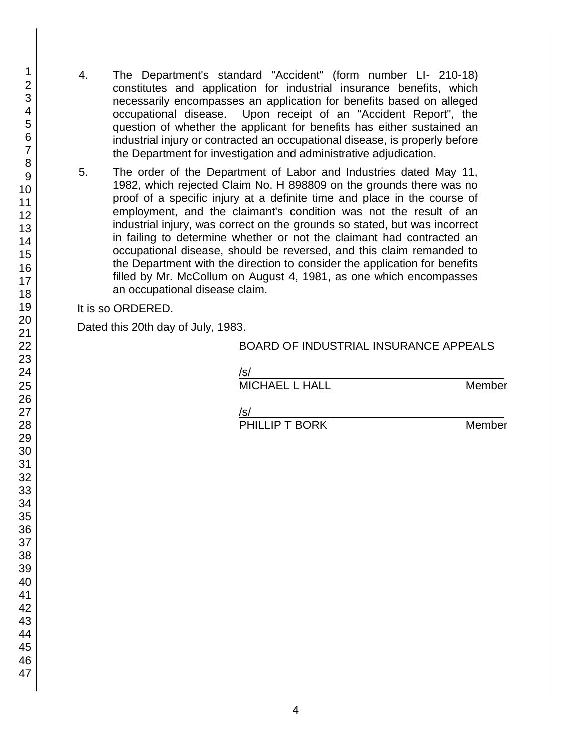4. The Department's standard "Accident" (form number LI- 210-18) constitutes and application for industrial insurance benefits, which necessarily encompasses an application for benefits based on alleged occupational disease. Upon receipt of an "Accident Report", the question of whether the applicant for benefits has either sustained an industrial injury or contracted an occupational disease, is properly before the Department for investigation and administrative adjudication.

5. The order of the Department of Labor and Industries dated May 11, 1982, which rejected Claim No. H 898809 on the grounds there was no proof of a specific injury at a definite time and place in the course of employment, and the claimant's condition was not the result of an industrial injury, was correct on the grounds so stated, but was incorrect in failing to determine whether or not the claimant had contracted an occupational disease, should be reversed, and this claim remanded to the Department with the direction to consider the application for benefits filled by Mr. McCollum on August 4, 1981, as one which encompasses an occupational disease claim.

It is so ORDERED.

Dated this 20th day of July, 1983.

BOARD OF INDUSTRIAL INSURANCE APPEALS

/s/
MICHAEL L HALL Member

/s/
PHILLIP T BORK Member